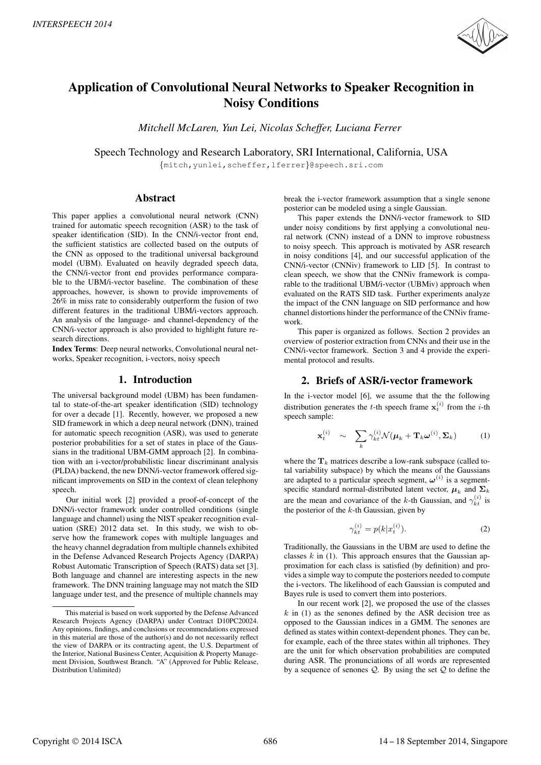# Application of Convolutional Neural Networks to Speaker Recognition in Noisy Conditions

*Mitchell McLaren, Yun Lei, Nicolas Scheffer, Luciana Ferrer*

Speech Technology and Research Laboratory, SRI International, California, USA

{mitch,yunlei,scheffer,lferrer}@speech.sri.com

## Abstract

This paper applies a convolutional neural network (CNN) trained for automatic speech recognition (ASR) to the task of speaker identification (SID). In the CNN/i-vector front end, the sufficient statistics are collected based on the outputs of the CNN as opposed to the traditional universal background model (UBM). Evaluated on heavily degraded speech data, the CNN/i-vector front end provides performance comparable to the UBM/i-vector baseline. The combination of these approaches, however, is shown to provide improvements of 26% in miss rate to considerably outperform the fusion of two different features in the traditional UBM/i-vectors approach. An analysis of the language- and channel-dependency of the CNN/i-vector approach is also provided to highlight future research directions.

**Index Terms**: Deep neural networks, Convolutional neural networks, Speaker recognition, i-vectors, noisy speech

## 1. Introduction

The universal background model (UBM) has been fundamental to state-of-the-art speaker identification (SID) technology for over a decade [1]. Recently, however, we proposed a new SID framework in which a deep neural network (DNN), trained for automatic speech recognition (ASR), was used to generate posterior probabilities for a set of states in place of the Gaussians in the traditional UBM-GMM approach [2]. In combination with an i-vector/probabilistic linear discriminant analysis (PLDA) backend, the new DNN/i-vector framework offered significant improvements on SID in the context of clean telephony speech.

Our initial work [2] provided a proof-of-concept of the DNN/i-vector framework under controlled conditions (single language and channel) using the NIST speaker recognition evaluation (SRE) 2012 data set. In this study, we wish to observe how the framework copes with multiple languages and the heavy channel degradation from multiple channels exhibited in the Defense Advanced Research Projects Agency (DARPA) Robust Automatic Transcription of Speech (RATS) data set [3]. Both language and channel are interesting aspects in the new framework. The DNN training language may not match the SID language under test, and the presence of multiple channels may break the i-vector framework assumption that a single senone posterior can be modeled using a single Gaussian.

This paper extends the DNN/i-vector framework to SID under noisy conditions by first applying a convolutional neural network (CNN) instead of a DNN to improve robustness to noisy speech. This approach is motivated by ASR research in noisy conditions [4], and our successful application of the CNN/i-vector (CNNiv) framework to LID [5]. In contrast to clean speech, we show that the CNNiv framework is comparable to the traditional UBM/i-vector (UBMiv) approach when evaluated on the RATS SID task. Further experiments analyze the impact of the CNN language on SID performance and how channel distortions hinder the performance of the CNNiv framework.

This paper is organized as follows. Section 2 provides an overview of posterior extraction from CNNs and their use in the CNN/i-vector framework. Section 3 and 4 provide the experimental protocol and results.

This material is based on work supported by the Defense Advanced Research Projects Agency (DARPA) under Contract D10PC20024. Any opinions, findings, and conclusions or recommendations expressed in this material are those of the author(s) and do not necessarily reflect the view of DARPA or its contracting agent, the U.S. Department of the Interior, National Business Center, Acquisition & Property Management Division, Southwest Branch. "A" (Approved for Public Release, Distribution Unlimited)

## 2. Briefs of ASR/i-vector framework

In the i-vector model [6], we assume that the the following distribution generates the $t$-th speech frame $\mathbf{x}_t^{(i)}$ from the $i$-th speech sample:

$$\mathbf{x}_t^{(i)} \sim \sum_k \gamma_{kt}^{(i)} \mathcal{N}(\boldsymbol{\mu}_k + \mathbf{T}_k \boldsymbol{\omega}^{(i)}, \boldsymbol{\Sigma}_k) \tag{1}$$

where the $\mathbf{T}_k$ matrices describe a low-rank subspace (called total variability subspace) by which the means of the Gaussians are adapted to a particular speech segment, $\boldsymbol{\omega}^{(i)}$ is a segment-specific standard normal-distributed latent vector, $\boldsymbol{\mu}_k$ and $\boldsymbol{\Sigma}_k$ are the mean and covariance of the $k$-th Gaussian, and $\gamma_{kt}^{(i)}$ is the posterior of the $k$-th Gaussian, given by

$$\gamma_{kt}^{(i)} = p(k|x_t^{(i)}). \tag{2}$$

Traditionally, the Gaussians in the UBM are used to define the classes $k$ in (1). This approach ensures that the Gaussian approximation for each class is satisfied (by definition) and provides a simple way to compute the posteriors needed to compute the i-vectors. The likelihood of each Gaussian is computed and Bayes rule is used to convert them into posteriors.

In our recent work [2], we proposed the use of the classes $k$ in (1) as the senones defined by the ASR decision tree as opposed to the Gaussian indices in a GMM. The senones are defined as states within context-dependent phones. They can be, for example, each of the three states within all triphones. They are the unit for which observation probabilities are computed during ASR. The pronunciations of all words are represented by a sequence of senones $\mathcal{Q}$. By using the set $\mathcal{Q}$ to define the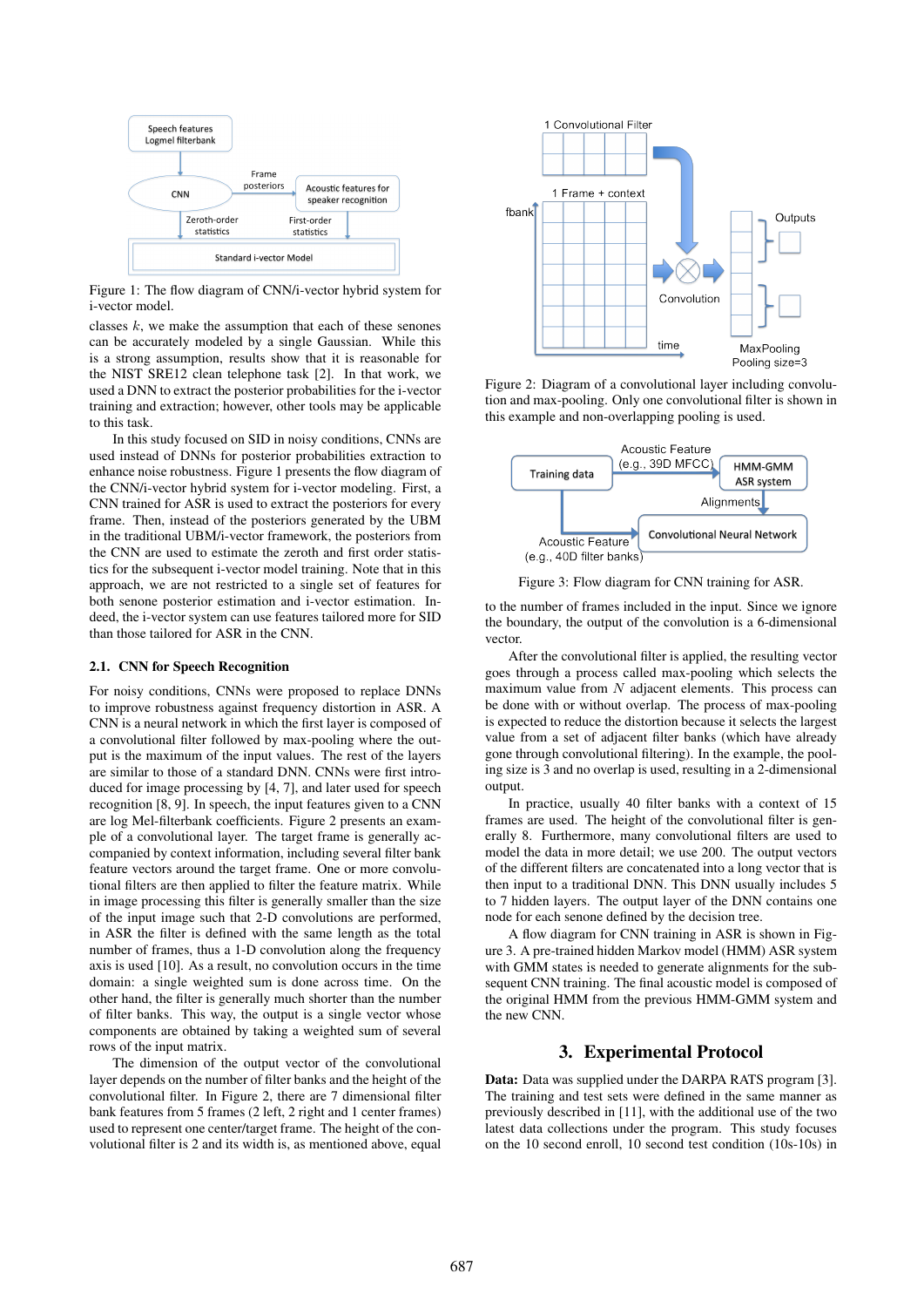Figure 1: The flow diagram of CNN/i-vector hybrid system for i-vector model.

classes $k$, we make the assumption that each of these senones can be accurately modeled by a single Gaussian. While this is a strong assumption, results show that it is reasonable for the NIST SRE12 clean telephone task [2]. In that work, we used a DNN to extract the posterior probabilities for the i-vector training and extraction; however, other tools may be applicable to this task.

In this study focused on SID in noisy conditions, CNNs are used instead of DNNs for posterior probabilities extraction to enhance noise robustness. Figure 1 presents the flow diagram of the CNN/i-vector hybrid system for i-vector modeling. First, a CNN trained for ASR is used to extract the posteriors for every frame. Then, instead of the posteriors generated by the UBM in the traditional UBM/i-vector framework, the posteriors from the CNN are used to estimate the zeroth and first order statistics for the subsequent i-vector model training. Note that in this approach, we are not restricted to a single set of features for both senone posterior estimation and i-vector estimation. Indeed, the i-vector system can use features tailored more for SID than those tailored for ASR in the CNN.

### 2.1. CNN for Speech Recognition

For noisy conditions, CNNs were proposed to replace DNNs to improve robustness against frequency distortion in ASR. A CNN is a neural network in which the first layer is composed of a convolutional filter followed by max-pooling where the output is the maximum of the input values. The rest of the layers are similar to those of a standard DNN. CNNs were first introduced for image processing by [4, 7], and later used for speech recognition [8, 9]. In speech, the input features given to a CNN are log Mel-filterbank coefficients. Figure 2 presents an example of a convolutional layer. The target frame is generally accompanied by context information, including several filter bank feature vectors around the target frame. One or more convolutional filters are then applied to filter the feature matrix. While in image processing this filter is generally smaller than the size of the input image such that 2-D convolutions are performed, in ASR the filter is defined with the same length as the total number of frames, thus a 1-D convolution along the frequency axis is used [10]. As a result, no convolution occurs in the time domain: a single weighted sum is done across time. On the other hand, the filter is generally much shorter than the number of filter banks. This way, the output is a single vector whose components are obtained by taking a weighted sum of several rows of the input matrix.

The dimension of the output vector of the convolutional layer depends on the number of filter banks and the height of the convolutional filter. In Figure 2, there are 7 dimensional filter bank features from 5 frames (2 left, 2 right and 1 center frames) used to represent one center/target frame. The height of the convolutional filter is 2 and its width is, as mentioned above, equal to the number of frames included in the input. Since we ignore the boundary, the output of the convolution is a 6-dimensional vector.

Figure 2: Diagram of a convolutional layer including convolution and max-pooling. Only one convolutional filter is shown in this example and non-overlapping pooling is used.

Figure 3: Flow diagram for CNN training for ASR.

After the convolutional filter is applied, the resulting vector goes through a process called max-pooling which selects the maximum value from $N$ adjacent elements. This process can be done with or without overlap. The process of max-pooling is expected to reduce the distortion because it selects the largest value from a set of adjacent filter banks (which have already gone through convolutional filtering). In the example, the pooling size is 3 and no overlap is used, resulting in a 2-dimensional output.

In practice, usually 40 filter banks with a context of 15 frames are used. The height of the convolutional filter is generally 8. Furthermore, many convolutional filters are used to model the data in more detail; we use 200. The output vectors of the different filters are concatenated into a long vector that is then input to a traditional DNN. This DNN usually includes 5 to 7 hidden layers. The output layer of the DNN contains one node for each senone defined by the decision tree.

A flow diagram for CNN training in ASR is shown in Figure 3. A pre-trained hidden Markov model (HMM) ASR system with GMM states is needed to generate alignments for the subsequent CNN training. The final acoustic model is composed of the original HMM from the previous HMM-GMM system and the new CNN.

## 3. Experimental Protocol

**Data:** Data was supplied under the DARPA RATS program [3]. The training and test sets were defined in the same manner as previously described in [11], with the additional use of the two latest data collections under the program. This study focuses on the 10 second enroll, 10 second test condition (10s-10s) in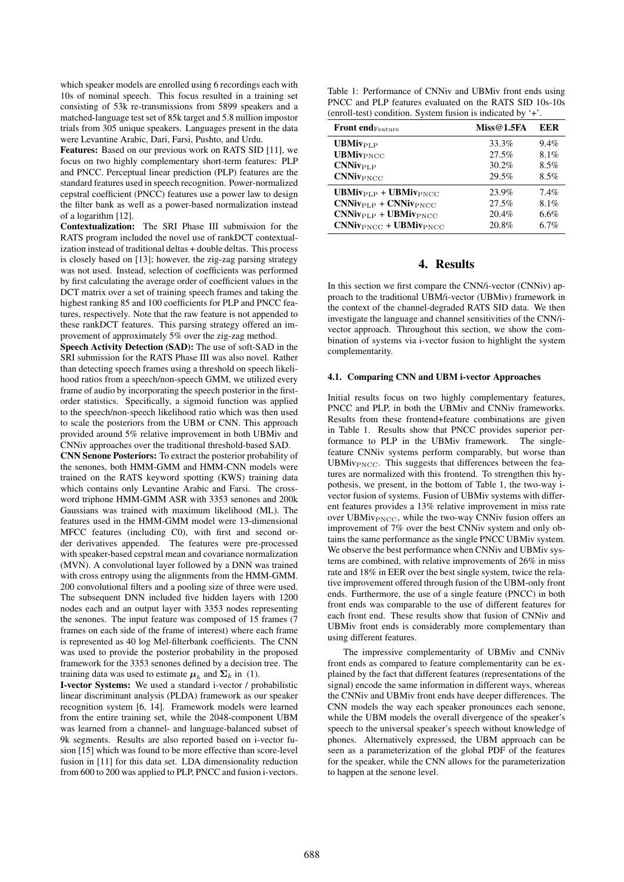which speaker models are enrolled using 6 recordings each with 10s of nominal speech. This focus resulted in a training set consisting of 53k re-transmissions from 5899 speakers and a matched-language test set of 85k target and 5.8 million impostor trials from 305 unique speakers. Languages present in the data were Levantine Arabic, Dari, Farsi, Pushto, and Urdu.

**Features:** Based on our previous work on RATS SID [11], we focus on two highly complementary short-term features: PLP and PNCC. Perceptual linear prediction (PLP) features are the standard features used in speech recognition. Power-normalized cepstral coefficient (PNCC) features use a power law to design the filter bank as well as a power-based normalization instead of a logarithm [12].

**Contextualization:** The SRI Phase III submission for the RATS program included the novel use of rankDCT contextualization instead of traditional deltas + double deltas. This process is closely based on [13]; however, the zig-zag parsing strategy was not used. Instead, selection of coefficients was performed by first calculating the average order of coefficient values in the DCT matrix over a set of training speech frames and taking the highest ranking 85 and 100 coefficients for PLP and PNCC features, respectively. Note that the raw feature is not appended to these rankDCT features. This parsing strategy offered an improvement of approximately 5% over the zig-zag method.

**Speech Activity Detection (SAD):** The use of soft-SAD in the SRI submission for the RATS Phase III was also novel. Rather than detecting speech frames using a threshold on speech likelihood ratios from a speech/non-speech GMM, we utilized every frame of audio by incorporating the speech posterior in the first-order statistics. Specifically, a sigmoid function was applied to the speech/non-speech likelihood ratio which was then used to scale the posteriors from the UBM or CNN. This approach provided around 5% relative improvement in both UBMiv and CNNiv approaches over the traditional threshold-based SAD.

**CNN Senone Posteriors:** To extract the posterior probability of the senones, both HMM-GMM and HMM-CNN models were trained on the RATS keyword spotting (KWS) training data which contains only Levantine Arabic and Farsi. The cross-word triphone HMM-GMM ASR with 3353 senones and 200k Gaussians was trained with maximum likelihood (ML). The features used in the HMM-GMM model were 13-dimensional MFCC features (including C0), with first and second order derivatives appended. The features were pre-processed with speaker-based cepstral mean and covariance normalization (MVN). A convolutional layer followed by a DNN was trained with cross entropy using the alignments from the HMM-GMM. 200 convolutional filters and a pooling size of three were used. The subsequent DNN included five hidden layers with 1200 nodes each and an output layer with 3353 nodes representing the senones. The input feature was composed of 15 frames (7 frames on each side of the frame of interest) where each frame is represented as 40 log Mel-filterbank coefficients. The CNN was used to provide the posterior probability in the proposed framework for the 3353 senones defined by a decision tree. The training data was used to estimate $\boldsymbol{\mu}_k$ and $\boldsymbol{\Sigma}_k$ in (1).

**I-vector Systems:** We used a standard i-vector / probabilistic linear discriminant analysis (PLDA) framework as our speaker recognition system [6, 14]. Framework models were learned from the entire training set, while the 2048-component UBM was learned from a channel- and language-balanced subset of 9k segments. Results are also reported based on i-vector fusion [15] which was found to be more effective than score-level fusion in [11] for this data set. LDA dimensionality reduction from 600 to 200 was applied to PLP, PNCC and fusion i-vectors.

Table 1: Performance of CNNiv and UBMiv front ends using PNCC and PLP features evaluated on the RATS SID 10s-10s (enroll-test) condition. System fusion is indicated by '+'.

| **Front end**$_{\text{Feature}}$ | **Miss@1.5FA** | **EER** |
|---|---|---|
| **UBMiv**$_{\text{PLP}}$ | 33.3% | 9.4% |
| **UBMiv**$_{\text{PNCC}}$ | 27.5% | 8.1% |
| **CNNiv**$_{\text{PLP}}$ | 30.2% | 8.5% |
| **CNNiv**$_{\text{PNCC}}$ | 29.5% | 8.5% |
| **UBMiv**$_{\text{PLP}}$ + **UBMiv**$_{\text{PNCC}}$ | 23.9% | 7.4% |
| **CNNiv**$_{\text{PLP}}$ + **CNNiv**$_{\text{PNCC}}$ | 27.5% | 8.1% |
| **CNNiv**$_{\text{PLP}}$ + **UBMiv**$_{\text{PNCC}}$ | 20.4% | 6.6% |
| **CNNiv**$_{\text{PNCC}}$ + **UBMiv**$_{\text{PNCC}}$ | 20.8% | 6.7% |

# 4. Results

In this section we first compare the CNN/i-vector (CNNiv) approach to the traditional UBM/i-vector (UBMiv) framework in the context of the channel-degraded RATS SID data. We then investigate the language and channel sensitivities of the CNN/i-vector approach. Throughout this section, we show the combination of systems via i-vector fusion to highlight the system complementarity.

## 4.1. Comparing CNN and UBM i-vector Approaches

Initial results focus on two highly complementary features, PNCC and PLP, in both the UBMiv and CNNiv frameworks. Results from these frontend+feature combinations are given in Table 1. Results show that PNCC provides superior performance to PLP in the UBMiv framework. The single-feature CNNiv systems perform comparably, but worse than UBMiv$_{\text{PNCC}}$. This suggests that differences between the features are normalized with this frontend. To strengthen this hypothesis, we present, in the bottom of Table 1, the two-way i-vector fusion of systems. Fusion of UBMiv systems with different features provides a 13% relative improvement in miss rate over UBMiv$_{\text{PNCC}}$, while the two-way CNNiv fusion offers an improvement of 7% over the best CNNiv system and only obtains the same performance as the single PNCC UBMiv system. We observe the best performance when CNNiv and UBMiv systems are combined, with relative improvements of 26% in miss rate and 18% in EER over the best single system, twice the relative improvement offered through fusion of the UBM-only front ends. Furthermore, the use of a single feature (PNCC) in both front ends was comparable to the use of different features for each front end. These results show that fusion of CNNiv and UBMiv front ends is considerably more complementary than using different features.

The impressive complementarity of UBMiv and CNNiv front ends as compared to feature complementarity can be explained by the fact that different features (representations of the signal) encode the same information in different ways, whereas the CNNiv and UBMiv front ends have deeper differences. The CNN models the way each speaker pronounces each senone, while the UBM models the overall divergence of the speaker's speech to the universal speaker's speech without knowledge of phones. Alternatively expressed, the UBM approach can be seen as a parameterization of the global PDF of the features for the speaker, while the CNN allows for the parameterization to happen at the senone level.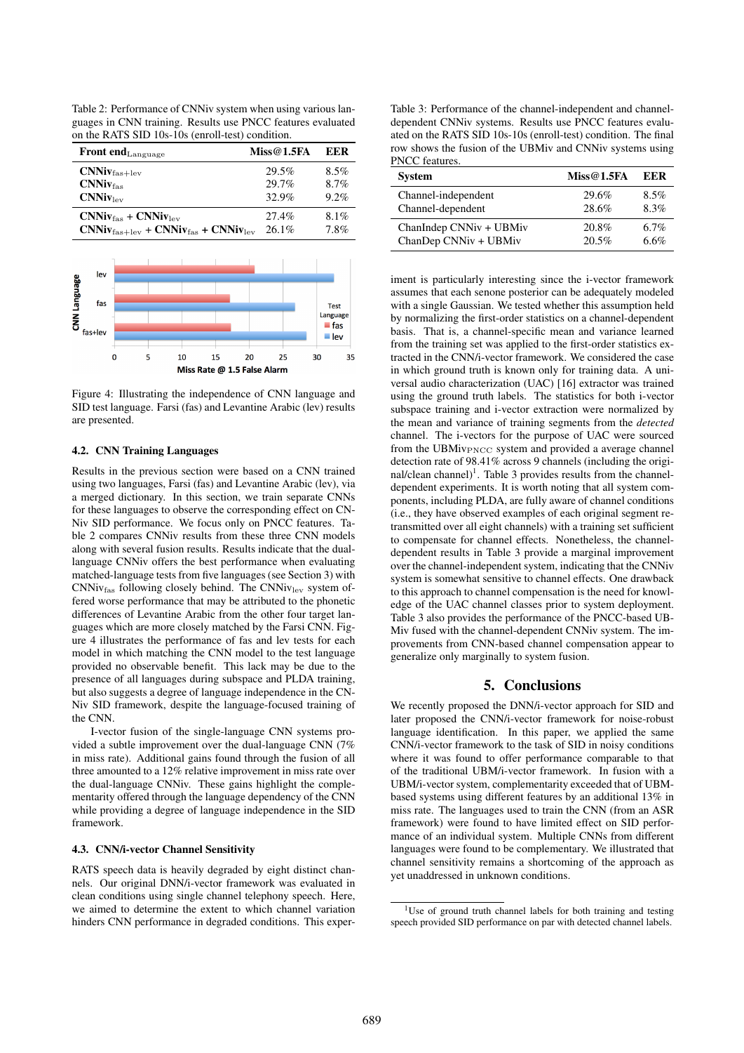Table 2: Performance of CNNiv system when using various languages in CNN training. Results use PNCC features evaluated on the RATS SID 10s-10s (enroll-test) condition.

| Front end$_{\text{Language}}$ | Miss@1.5FA | EER |
|---|---|---|
| **CNNiv**$_{\text{fas+lev}}$ | 29.5% | 8.5% |
| **CNNiv**$_{\text{fas}}$ | 29.7% | 8.7% |
| **CNNiv**$_{\text{lev}}$ | 32.9% | 9.2% |
| **CNNiv**$_{\text{fas}}$ + **CNNiv**$_{\text{lev}}$ | 27.4% | 8.1% |
| **CNNiv**$_{\text{fas+lev}}$ + **CNNiv**$_{\text{fas}}$ + **CNNiv**$_{\text{lev}}$ | 26.1% | 7.8% |

Figure 4: Illustrating the independence of CNN language and SID test language. Farsi (fas) and Levantine Arabic (lev) results are presented.

### 4.2. CNN Training Languages

Results in the previous section were based on a CNN trained using two languages, Farsi (fas) and Levantine Arabic (lev), via a merged dictionary. In this section, we train separate CNNs for these languages to observe the corresponding effect on CNNiv SID performance. We focus only on PNCC features. Table 2 compares CNNiv results from these three CNN models along with several fusion results. Results indicate that the dual-language CNNiv offers the best performance when evaluating matched-language tests from five languages (see Section 3) with CNNiv$_{\text{fas}}$ following closely behind. The CNNiv$_{\text{lev}}$ system offered worse performance that may be attributed to the phonetic differences of Levantine Arabic from the other four target languages which are more closely matched by the Farsi CNN. Figure 4 illustrates the performance of fas and lev tests for each model in which matching the CNN model to the test language provided no observable benefit. This lack may be due to the presence of all languages during subspace and PLDA training, but also suggests a degree of language independence in the CNNiv SID framework, despite the language-focused training of the CNN.

I-vector fusion of the single-language CNN systems provided a subtle improvement over the dual-language CNN (7% in miss rate). Additional gains found through the fusion of all three amounted to a 12% relative improvement in miss rate over the dual-language CNNiv. These gains highlight the complementarity offered through the language dependency of the CNN while providing a degree of language independence in the SID framework.

### 4.3. CNN/i-vector Channel Sensitivity

RATS speech data is heavily degraded by eight distinct channels. Our original DNN/i-vector framework was evaluated in clean conditions using single channel telephony speech. Here, we aimed to determine the extent to which channel variation hinders CNN performance in degraded conditions. This experiment is particularly interesting since the i-vector framework assumes that each senone posterior can be adequately modeled with a single Gaussian. We tested whether this assumption held by normalizing the first-order statistics on a channel-dependent basis. That is, a channel-specific mean and variance learned from the training set was applied to the first-order statistics extracted in the CNN/i-vector framework. We considered the case in which ground truth is known only for training data. A universal audio characterization (UAC) [16] extractor was trained using the ground truth labels. The statistics for both i-vector subspace training and i-vector extraction were normalized by the mean and variance of training segments from the *detected* channel. The i-vectors for the purpose of UAC were sourced from the UBMiv$_{\text{PNCC}}$ system and provided a average channel detection rate of 98.41% across 9 channels (including the original/clean channel)[1]. Table 3 provides results from the channel-dependent experiments. It is worth noting that all system components, including PLDA, are fully aware of channel conditions (i.e., they have observed examples of each original segment retransmitted over all eight channels) with a training set sufficient to compensate for channel effects. Nonetheless, the channel-dependent results in Table 3 provide a marginal improvement over the channel-independent system, indicating that the CNNiv system is somewhat sensitive to channel effects. One drawback to this approach to channel compensation is the need for knowledge of the UAC channel classes prior to system deployment. Table 3 also provides the performance of the PNCC-based UBMiv fused with the channel-dependent CNNiv system. The improvements from CNN-based channel compensation appear to generalize only marginally to system fusion.

Table 3: Performance of the channel-independent and channel-dependent CNNiv systems. Results use PNCC features evaluated on the RATS SID 10s-10s (enroll-test) condition. The final row shows the fusion of the UBMiv and CNNiv systems using PNCC features.

| System | Miss@1.5FA | EER |
|---|---|---|
| Channel-independent | 29.6% | 8.5% |
| Channel-dependent | 28.6% | 8.3% |
| ChanIndep CNNiv + UBMiv | 20.8% | 6.7% |
| ChanDep CNNiv + UBMiv | 20.5% | 6.6% |

## 5. Conclusions

We recently proposed the DNN/i-vector approach for SID and later proposed the CNN/i-vector framework for noise-robust language identification. In this paper, we applied the same CNN/i-vector framework to the task of SID in noisy conditions where it was found to offer performance comparable to that of the traditional UBM/i-vector framework. In fusion with a UBM/i-vector system, complementarity exceeded that of UBM-based systems using different features by an additional 13% in miss rate. The languages used to train the CNN (from an ASR framework) were found to have limited effect on SID performance of an individual system. Multiple CNNs from different languages were found to be complementary. We illustrated that channel sensitivity remains a shortcoming of the approach as yet unaddressed in unknown conditions.

[1] Use of ground truth channel labels for both training and testing speech provided SID performance on par with detected channel labels.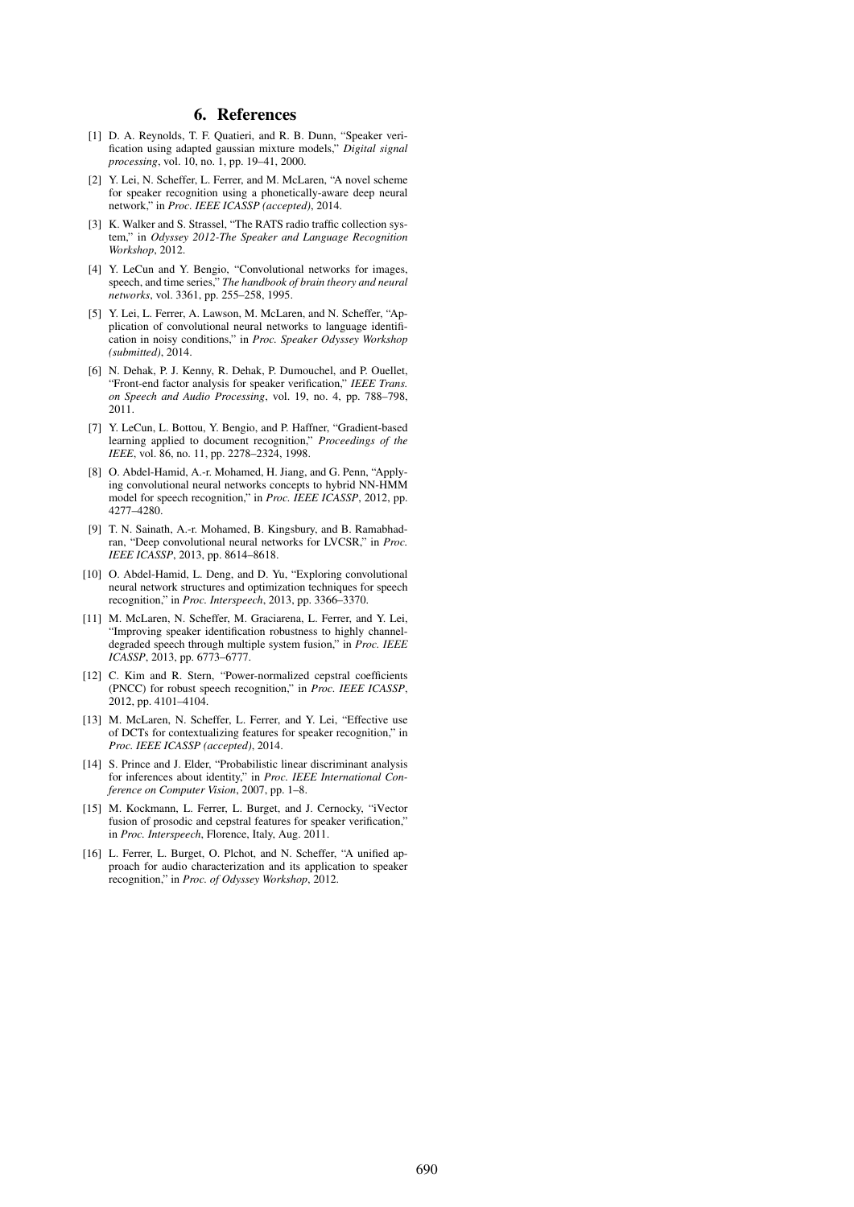## 6. References

[1] D. A. Reynolds, T. F. Quatieri, and R. B. Dunn, "Speaker verification using adapted gaussian mixture models," *Digital signal processing*, vol. 10, no. 1, pp. 19–41, 2000.

[2] Y. Lei, N. Scheffer, L. Ferrer, and M. McLaren, "A novel scheme for speaker recognition using a phonetically-aware deep neural network," in *Proc. IEEE ICASSP (accepted)*, 2014.

[3] K. Walker and S. Strassel, "The RATS radio traffic collection system," in *Odyssey 2012-The Speaker and Language Recognition Workshop*, 2012.

[4] Y. LeCun and Y. Bengio, "Convolutional networks for images, speech, and time series," *The handbook of brain theory and neural networks*, vol. 3361, pp. 255–258, 1995.

[5] Y. Lei, L. Ferrer, A. Lawson, M. McLaren, and N. Scheffer, "Application of convolutional neural networks to language identification in noisy conditions," in *Proc. Speaker Odyssey Workshop (submitted)*, 2014.

[6] N. Dehak, P. J. Kenny, R. Dehak, P. Dumouchel, and P. Ouellet, "Front-end factor analysis for speaker verification," *IEEE Trans. on Speech and Audio Processing*, vol. 19, no. 4, pp. 788–798, 2011.

[7] Y. LeCun, L. Bottou, Y. Bengio, and P. Haffner, "Gradient-based learning applied to document recognition," *Proceedings of the IEEE*, vol. 86, no. 11, pp. 2278–2324, 1998.

[8] O. Abdel-Hamid, A.-r. Mohamed, H. Jiang, and G. Penn, "Applying convolutional neural networks concepts to hybrid NN-HMM model for speech recognition," in *Proc. IEEE ICASSP*, 2012, pp. 4277–4280.

[9] T. N. Sainath, A.-r. Mohamed, B. Kingsbury, and B. Ramabhadran, "Deep convolutional neural networks for LVCSR," in *Proc. IEEE ICASSP*, 2013, pp. 8614–8618.

[10] O. Abdel-Hamid, L. Deng, and D. Yu, "Exploring convolutional neural network structures and optimization techniques for speech recognition," in *Proc. Interspeech*, 2013, pp. 3366–3370.

[11] M. McLaren, N. Scheffer, M. Graciarena, L. Ferrer, and Y. Lei, "Improving speaker identification robustness to highly channel-degraded speech through multiple system fusion," in *Proc. IEEE ICASSP*, 2013, pp. 6773–6777.

[12] C. Kim and R. Stern, "Power-normalized cepstral coefficients (PNCC) for robust speech recognition," in *Proc. IEEE ICASSP*, 2012, pp. 4101–4104.

[13] M. McLaren, N. Scheffer, L. Ferrer, and Y. Lei, "Effective use of DCTs for contextualizing features for speaker recognition," in *Proc. IEEE ICASSP (accepted)*, 2014.

[14] S. Prince and J. Elder, "Probabilistic linear discriminant analysis for inferences about identity," in *Proc. IEEE International Conference on Computer Vision*, 2007, pp. 1–8.

[15] M. Kockmann, L. Ferrer, L. Burget, and J. Cernocky, "iVector fusion of prosodic and cepstral features for speaker verification," in *Proc. Interspeech*, Florence, Italy, Aug. 2011.

[16] L. Ferrer, L. Burget, O. Plchot, and N. Scheffer, "A unified approach for audio characterization and its application to speaker recognition," in *Proc. of Odyssey Workshop*, 2012.